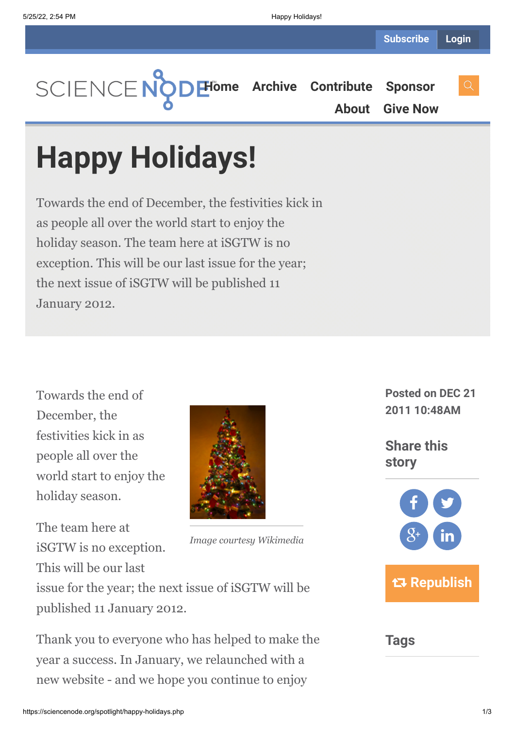Subscribe Login

SCIENCE NODE Home Archive Contribute Sponsor About Give Now

# Happy Holidays!

Towards the end of December, the festivities kick in as people all over the world start to enjoy the holiday season. The team here at iSGTW is no exception. This will be our last issue for the year; the next issue of iSGTW will be published 11 January 2012.

Towards the end of December, the festivities kick in as people all over the world start to enjoy the holiday season.

*Image courtesy Wikimedia*

The team here at iSGTW is no exception. This will be our last issue for the year; the next issue of iSGTW will be published 11 January 2012.

Thank you to everyone who has helped to make the year a success. In January, we relaunched with a new website - and we hope you continue to enjoy

**Posted on DEC 21 2011 10:48AM**

**Share this story**

Republish

**Tags**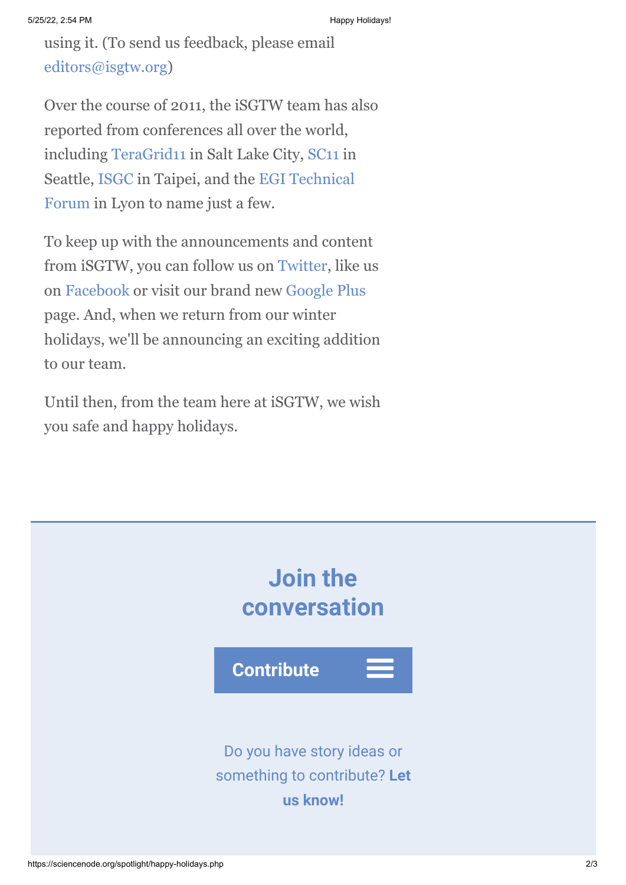using it. (To send us feedback, please email editors@isgtw.org)

Over the course of 2011, the iSGTW team has also reported from conferences all over the world, including TeraGrid11 in Salt Lake City, SC11 in Seattle, ISGC in Taipei, and the EGI Technical Forum in Lyon to name just a few.

To keep up with the announcements and content from iSGTW, you can follow us on Twitter, like us on Facebook or visit our brand new Google Plus page. And, when we return from our winter holidays, we'll be announcing an exciting addition to our team.

Until then, from the team here at iSGTW, we wish you safe and happy holidays.

## Join the conversation

**Contribute**

Do you have story ideas or something to contribute? **Let us know!**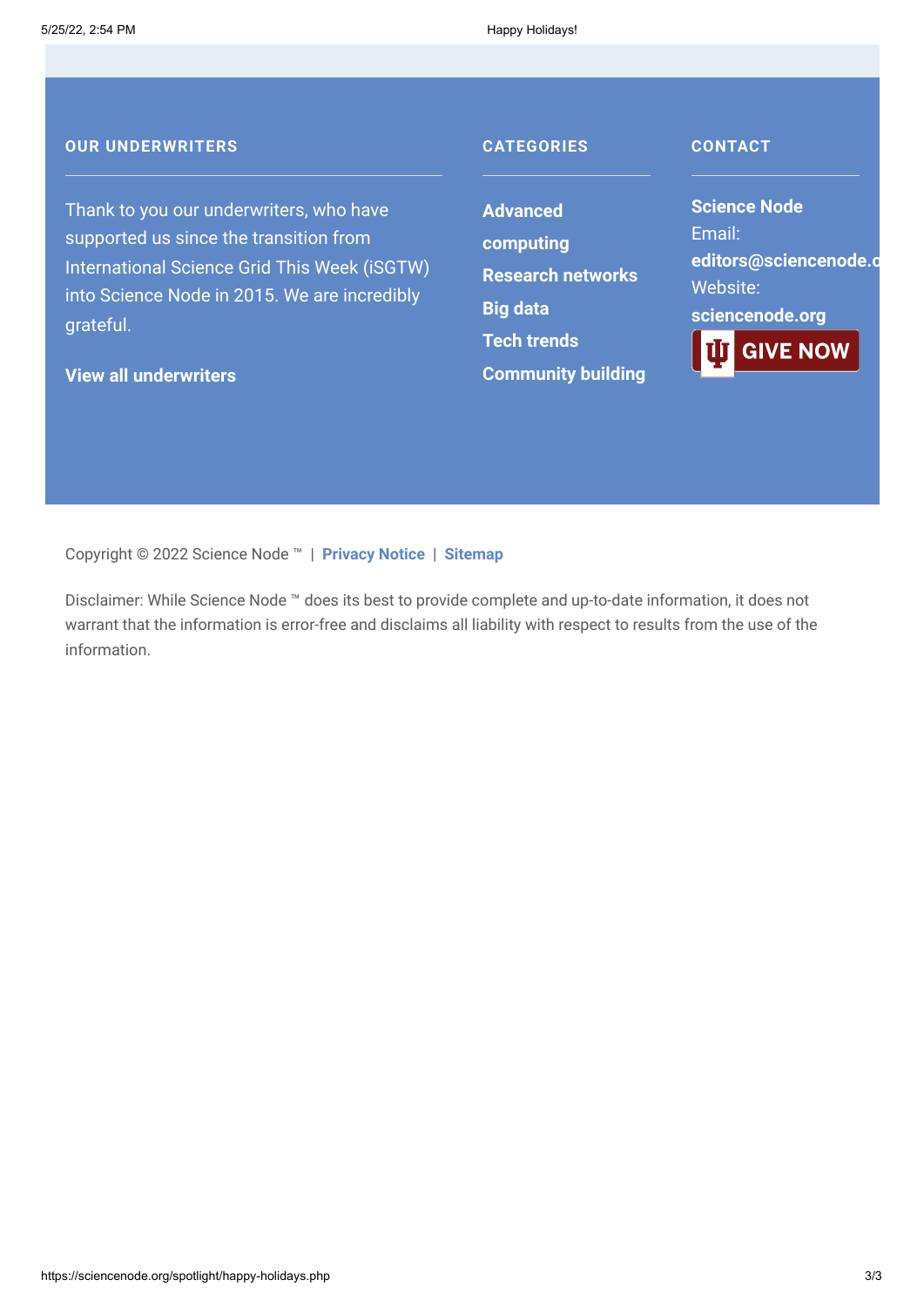## OUR UNDERWRITERS

Thank to you our underwriters, who have supported us since the transition from International Science Grid This Week (iSGTW) into Science Node in 2015. We are incredibly grateful.

**View all underwriters**

## CATEGORIES

**Advanced computing**

**Research networks**

**Big data**

**Tech trends**

**Community building**

## CONTACT

**Science Node**

Email:

**editors@sciencenode.o**

Website:

**sciencenode.org**

GIVE NOW

Copyright © 2022 Science Node ™ | **Privacy Notice** | **Sitemap**

Disclaimer: While Science Node ™ does its best to provide complete and up-to-date information, it does not warrant that the information is error-free and disclaims all liability with respect to results from the use of the information.